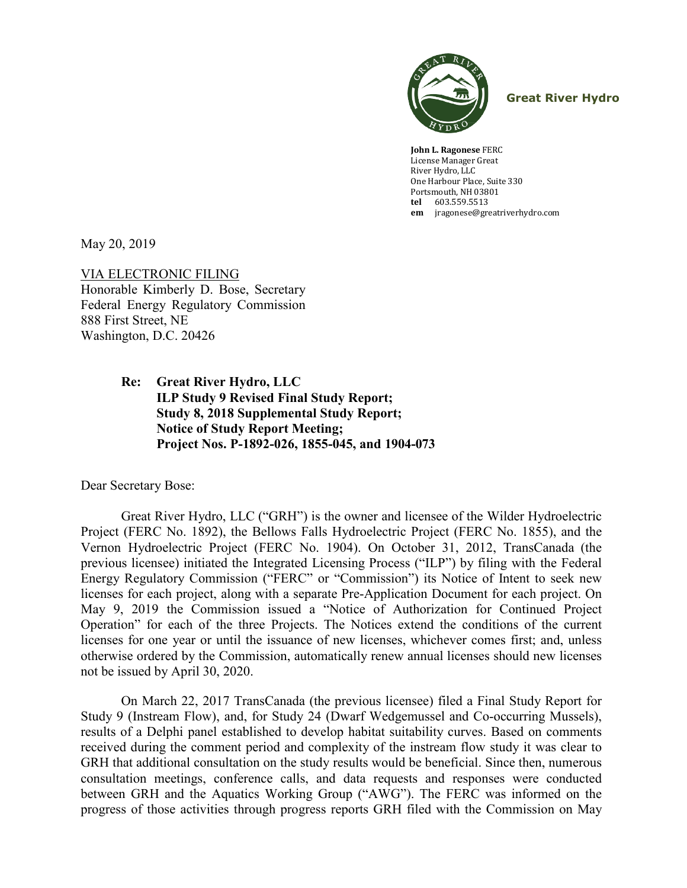Great River Hydro

**John L. Ragonese** FERC License Manager Great River Hydro, LLC
One Harbour Place, Suite 330
Portsmouth, NH 03801
**tel** 603.559.5513
**em** jragonese@greatriverhydro.com

May 20, 2019

VIA ELECTRONIC FILING
Honorable Kimberly D. Bose, Secretary
Federal Energy Regulatory Commission
888 First Street, NE
Washington, D.C. 20426

**Re: Great River Hydro, LLC**
**ILP Study 9 Revised Final Study Report;**
**Study 8, 2018 Supplemental Study Report;**
**Notice of Study Report Meeting;**
**Project Nos. P-1892-026, 1855-045, and 1904-073**

Dear Secretary Bose:

Great River Hydro, LLC ("GRH") is the owner and licensee of the Wilder Hydroelectric Project (FERC No. 1892), the Bellows Falls Hydroelectric Project (FERC No. 1855), and the Vernon Hydroelectric Project (FERC No. 1904). On October 31, 2012, TransCanada (the previous licensee) initiated the Integrated Licensing Process ("ILP") by filing with the Federal Energy Regulatory Commission ("FERC" or "Commission") its Notice of Intent to seek new licenses for each project, along with a separate Pre-Application Document for each project. On May 9, 2019 the Commission issued a "Notice of Authorization for Continued Project Operation" for each of the three Projects. The Notices extend the conditions of the current licenses for one year or until the issuance of new licenses, whichever comes first; and, unless otherwise ordered by the Commission, automatically renew annual licenses should new licenses not be issued by April 30, 2020.

On March 22, 2017 TransCanada (the previous licensee) filed a Final Study Report for Study 9 (Instream Flow), and, for Study 24 (Dwarf Wedgemussel and Co-occurring Mussels), results of a Delphi panel established to develop habitat suitability curves. Based on comments received during the comment period and complexity of the instream flow study it was clear to GRH that additional consultation on the study results would be beneficial. Since then, numerous consultation meetings, conference calls, and data requests and responses were conducted between GRH and the Aquatics Working Group ("AWG"). The FERC was informed on the progress of those activities through progress reports GRH filed with the Commission on May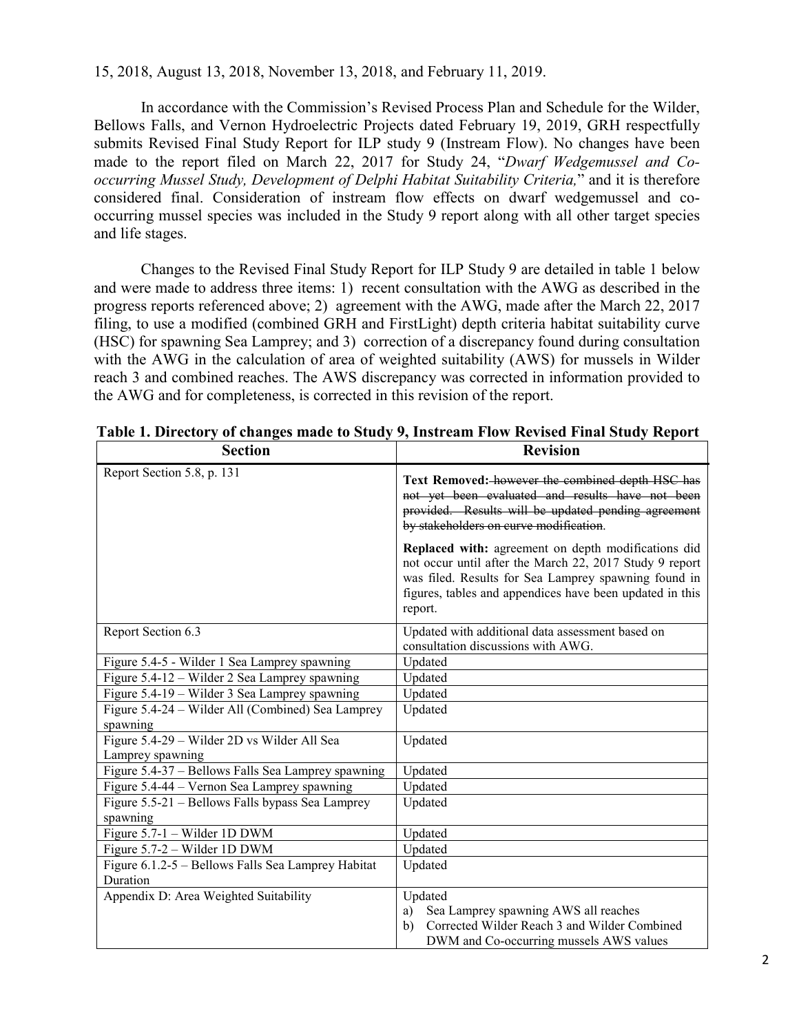15, 2018, August 13, 2018, November 13, 2018, and February 11, 2019.

In accordance with the Commission's Revised Process Plan and Schedule for the Wilder, Bellows Falls, and Vernon Hydroelectric Projects dated February 19, 2019, GRH respectfully submits Revised Final Study Report for ILP study 9 (Instream Flow). No changes have been made to the report filed on March 22, 2017 for Study 24, "*Dwarf Wedgemussel and Co-occurring Mussel Study, Development of Delphi Habitat Suitability Criteria,*" and it is therefore considered final. Consideration of instream flow effects on dwarf wedgemussel and co-occurring mussel species was included in the Study 9 report along with all other target species and life stages.

Changes to the Revised Final Study Report for ILP Study 9 are detailed in table 1 below and were made to address three items: 1) recent consultation with the AWG as described in the progress reports referenced above; 2) agreement with the AWG, made after the March 22, 2017 filing, to use a modified (combined GRH and FirstLight) depth criteria habitat suitability curve (HSC) for spawning Sea Lamprey; and 3) correction of a discrepancy found during consultation with the AWG in the calculation of area of weighted suitability (AWS) for mussels in Wilder reach 3 and combined reaches. The AWS discrepancy was corrected in information provided to the AWG and for completeness, is corrected in this revision of the report.

**Table 1. Directory of changes made to Study 9, Instream Flow Revised Final Study Report**

| Section | Revision |
|---|---|
| Report Section 5.8, p. 131 | **Text Removed:** ~~however the combined depth HSC has not yet been evaluated and results have not been provided. Results will be updated pending agreement by stakeholders on curve modification.~~<br><br>**Replaced with:** agreement on depth modifications did not occur until after the March 22, 2017 Study 9 report was filed. Results for Sea Lamprey spawning found in figures, tables and appendices have been updated in this report. |
| Report Section 6.3 | Updated with additional data assessment based on consultation discussions with AWG. |
| Figure 5.4-5 - Wilder 1 Sea Lamprey spawning | Updated |
| Figure 5.4-12 – Wilder 2 Sea Lamprey spawning | Updated |
| Figure 5.4-19 – Wilder 3 Sea Lamprey spawning | Updated |
| Figure 5.4-24 – Wilder All (Combined) Sea Lamprey spawning | Updated |
| Figure 5.4-29 – Wilder 2D vs Wilder All Sea Lamprey spawning | Updated |
| Figure 5.4-37 – Bellows Falls Sea Lamprey spawning | Updated |
| Figure 5.4-44 – Vernon Sea Lamprey spawning | Updated |
| Figure 5.5-21 – Bellows Falls bypass Sea Lamprey spawning | Updated |
| Figure 5.7-1 – Wilder 1D DWM | Updated |
| Figure 5.7-2 – Wilder 1D DWM | Updated |
| Figure 6.1.2-5 – Bellows Falls Sea Lamprey Habitat Duration | Updated |
| Appendix D: Area Weighted Suitability | Updated<br>a) Sea Lamprey spawning AWS all reaches<br>b) Corrected Wilder Reach 3 and Wilder Combined DWM and Co-occurring mussels AWS values |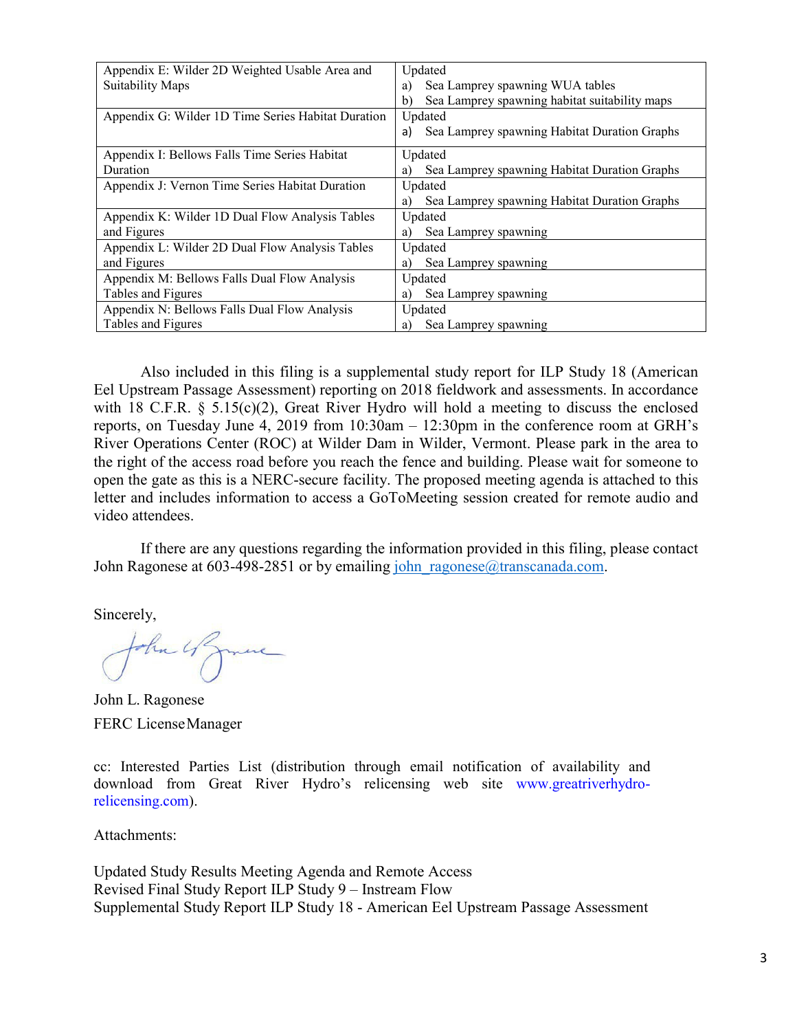| Appendix E: Wilder 2D Weighted Usable Area and Suitability Maps | Updated<br>a) Sea Lamprey spawning WUA tables<br>b) Sea Lamprey spawning habitat suitability maps |
|---|---|
| Appendix G: Wilder 1D Time Series Habitat Duration | Updated<br>a) Sea Lamprey spawning Habitat Duration Graphs |
| Appendix I: Bellows Falls Time Series Habitat Duration | Updated<br>a) Sea Lamprey spawning Habitat Duration Graphs |
| Appendix J: Vernon Time Series Habitat Duration | Updated<br>a) Sea Lamprey spawning Habitat Duration Graphs |
| Appendix K: Wilder 1D Dual Flow Analysis Tables and Figures | Updated<br>a) Sea Lamprey spawning |
| Appendix L: Wilder 2D Dual Flow Analysis Tables and Figures | Updated<br>a) Sea Lamprey spawning |
| Appendix M: Bellows Falls Dual Flow Analysis Tables and Figures | Updated<br>a) Sea Lamprey spawning |
| Appendix N: Bellows Falls Dual Flow Analysis Tables and Figures | Updated<br>a) Sea Lamprey spawning |

Also included in this filing is a supplemental study report for ILP Study 18 (American Eel Upstream Passage Assessment) reporting on 2018 fieldwork and assessments. In accordance with 18 C.F.R. § 5.15(c)(2), Great River Hydro will hold a meeting to discuss the enclosed reports, on Tuesday June 4, 2019 from 10:30am – 12:30pm in the conference room at GRH's River Operations Center (ROC) at Wilder Dam in Wilder, Vermont. Please park in the area to the right of the access road before you reach the fence and building. Please wait for someone to open the gate as this is a NERC-secure facility. The proposed meeting agenda is attached to this letter and includes information to access a GoToMeeting session created for remote audio and video attendees.

If there are any questions regarding the information provided in this filing, please contact John Ragonese at 603-498-2851 or by emailing john_ragonese@transcanada.com.

Sincerely,

John L. Ragonese
FERC License Manager

cc: Interested Parties List (distribution through email notification of availability and download from Great River Hydro's relicensing web site www.greatriverhydro-relicensing.com).

Attachments:

Updated Study Results Meeting Agenda and Remote Access
Revised Final Study Report ILP Study 9 – Instream Flow
Supplemental Study Report ILP Study 18 - American Eel Upstream Passage Assessment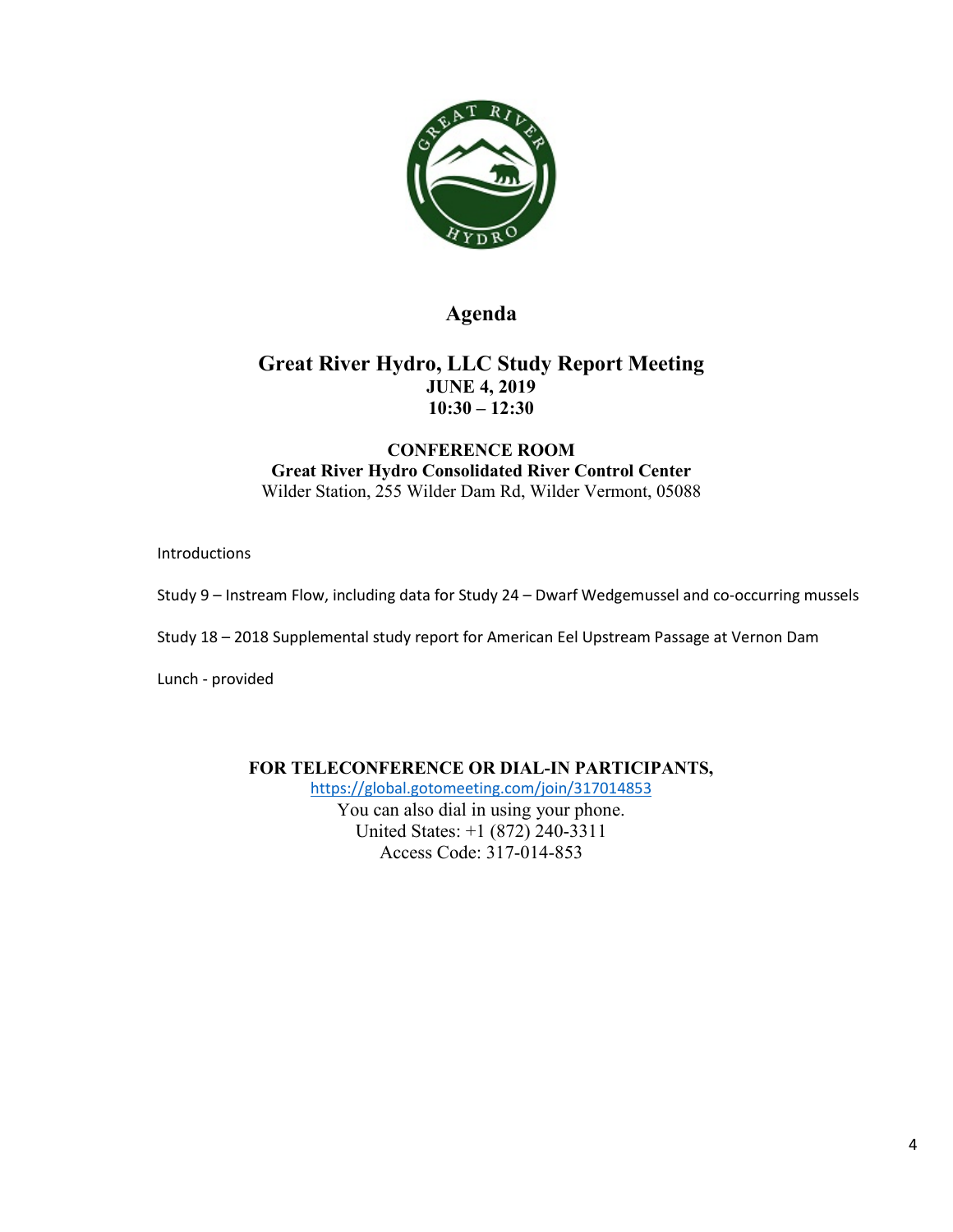# Agenda

## Great River Hydro, LLC Study Report Meeting

**JUNE 4, 2019**
**10:30 – 12:30**

**CONFERENCE ROOM**
**Great River Hydro Consolidated River Control Center**
Wilder Station, 255 Wilder Dam Rd, Wilder Vermont, 05088

Introductions

Study 9 – Instream Flow, including data for Study 24 – Dwarf Wedgemussel and co-occurring mussels

Study 18 – 2018 Supplemental study report for American Eel Upstream Passage at Vernon Dam

Lunch - provided

**FOR TELECONFERENCE OR DIAL-IN PARTICIPANTS,**
https://global.gotomeeting.com/join/317014853
You can also dial in using your phone.
United States: +1 (872) 240-3311
Access Code: 317-014-853